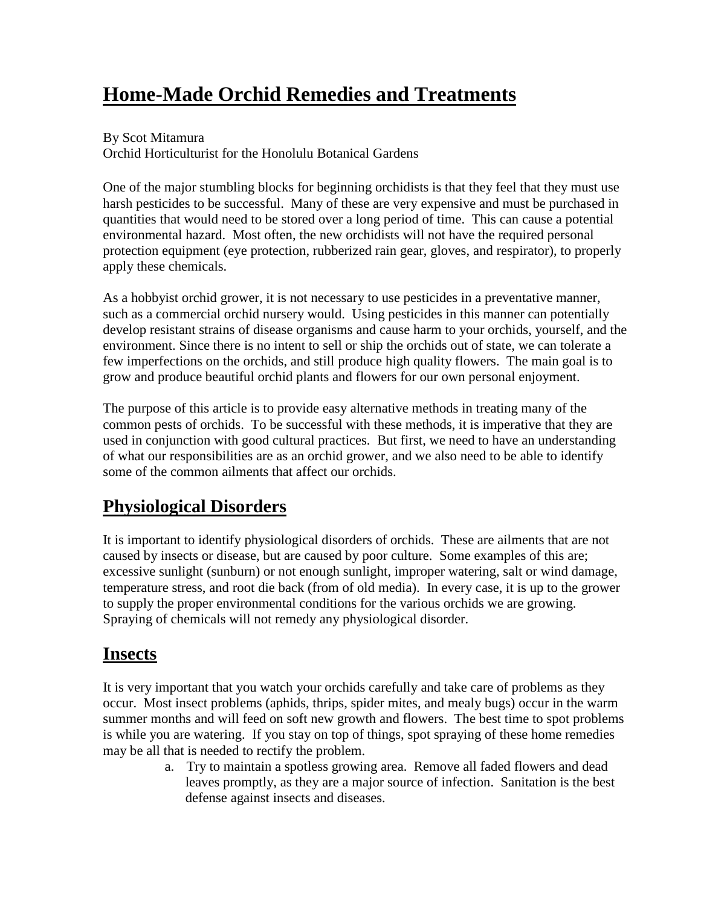# Home-Made Orchid Remedies and Treatments

By Scot Mitamura
Orchid Horticulturist for the Honolulu Botanical Gardens

One of the major stumbling blocks for beginning orchidists is that they feel that they must use harsh pesticides to be successful. Many of these are very expensive and must be purchased in quantities that would need to be stored over a long period of time. This can cause a potential environmental hazard. Most often, the new orchidists will not have the required personal protection equipment (eye protection, rubberized rain gear, gloves, and respirator), to properly apply these chemicals.

As a hobbyist orchid grower, it is not necessary to use pesticides in a preventative manner, such as a commercial orchid nursery would. Using pesticides in this manner can potentially develop resistant strains of disease organisms and cause harm to your orchids, yourself, and the environment. Since there is no intent to sell or ship the orchids out of state, we can tolerate a few imperfections on the orchids, and still produce high quality flowers. The main goal is to grow and produce beautiful orchid plants and flowers for our own personal enjoyment.

The purpose of this article is to provide easy alternative methods in treating many of the common pests of orchids. To be successful with these methods, it is imperative that they are used in conjunction with good cultural practices. But first, we need to have an understanding of what our responsibilities are as an orchid grower, and we also need to be able to identify some of the common ailments that affect our orchids.

## Physiological Disorders

It is important to identify physiological disorders of orchids. These are ailments that are not caused by insects or disease, but are caused by poor culture. Some examples of this are; excessive sunlight (sunburn) or not enough sunlight, improper watering, salt or wind damage, temperature stress, and root die back (from of old media). In every case, it is up to the grower to supply the proper environmental conditions for the various orchids we are growing. Spraying of chemicals will not remedy any physiological disorder.

## Insects

It is very important that you watch your orchids carefully and take care of problems as they occur. Most insect problems (aphids, thrips, spider mites, and mealy bugs) occur in the warm summer months and will feed on soft new growth and flowers. The best time to spot problems is while you are watering. If you stay on top of things, spot spraying of these home remedies may be all that is needed to rectify the problem.

a. Try to maintain a spotless growing area. Remove all faded flowers and dead leaves promptly, as they are a major source of infection. Sanitation is the best defense against insects and diseases.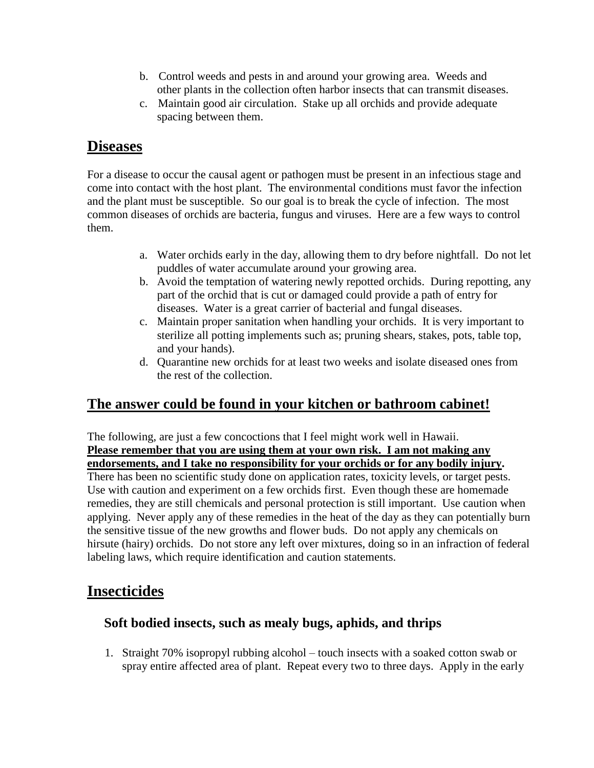b. Control weeds and pests in and around your growing area. Weeds and other plants in the collection often harbor insects that can transmit diseases.
c. Maintain good air circulation. Stake up all orchids and provide adequate spacing between them.

## Diseases

For a disease to occur the causal agent or pathogen must be present in an infectious stage and come into contact with the host plant. The environmental conditions must favor the infection and the plant must be susceptible. So our goal is to break the cycle of infection. The most common diseases of orchids are bacteria, fungus and viruses. Here are a few ways to control them.

a. Water orchids early in the day, allowing them to dry before nightfall. Do not let puddles of water accumulate around your growing area.
b. Avoid the temptation of watering newly repotted orchids. During repotting, any part of the orchid that is cut or damaged could provide a path of entry for diseases. Water is a great carrier of bacterial and fungal diseases.
c. Maintain proper sanitation when handling your orchids. It is very important to sterilize all potting implements such as; pruning shears, stakes, pots, table top, and your hands).
d. Quarantine new orchids for at least two weeks and isolate diseased ones from the rest of the collection.

## The answer could be found in your kitchen or bathroom cabinet!

The following, are just a few concoctions that I feel might work well in Hawaii. **Please remember that you are using them at your own risk. I am not making any endorsements, and I take no responsibility for your orchids or for any bodily injury.** There has been no scientific study done on application rates, toxicity levels, or target pests. Use with caution and experiment on a few orchids first. Even though these are homemade remedies, they are still chemicals and personal protection is still important. Use caution when applying. Never apply any of these remedies in the heat of the day as they can potentially burn the sensitive tissue of the new growths and flower buds. Do not apply any chemicals on hirsute (hairy) orchids. Do not store any left over mixtures, doing so in an infraction of federal labeling laws, which require identification and caution statements.

## Insecticides

### Soft bodied insects, such as mealy bugs, aphids, and thrips

1. Straight 70% isopropyl rubbing alcohol – touch insects with a soaked cotton swab or spray entire affected area of plant. Repeat every two to three days. Apply in the early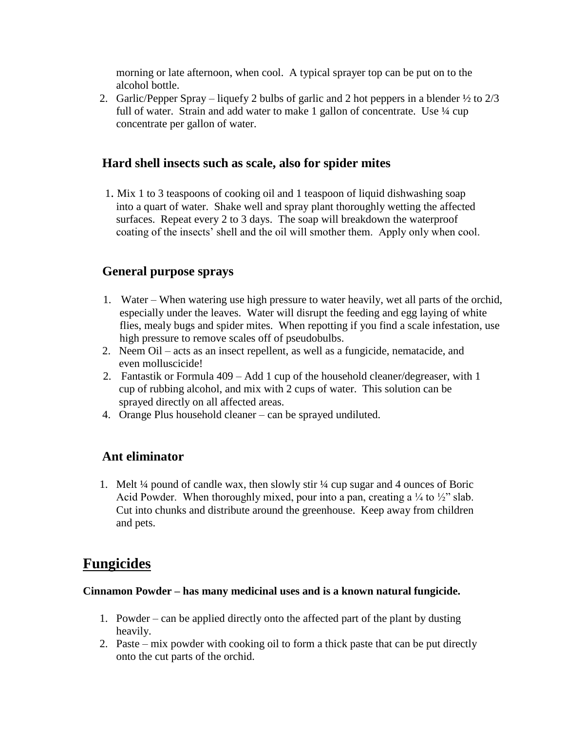morning or late afternoon, when cool. A typical sprayer top can be put on to the alcohol bottle.

2. Garlic/Pepper Spray – liquefy 2 bulbs of garlic and 2 hot peppers in a blender ½ to 2/3 full of water. Strain and add water to make 1 gallon of concentrate. Use ¼ cup concentrate per gallon of water.

### Hard shell insects such as scale, also for spider mites

1. Mix 1 to 3 teaspoons of cooking oil and 1 teaspoon of liquid dishwashing soap into a quart of water. Shake well and spray plant thoroughly wetting the affected surfaces. Repeat every 2 to 3 days. The soap will breakdown the waterproof coating of the insects' shell and the oil will smother them. Apply only when cool.

### General purpose sprays

1. Water – When watering use high pressure to water heavily, wet all parts of the orchid, especially under the leaves. Water will disrupt the feeding and egg laying of white flies, mealy bugs and spider mites. When repotting if you find a scale infestation, use high pressure to remove scales off of pseudobulbs.
2. Neem Oil – acts as an insect repellent, as well as a fungicide, nematacide, and even molluscicide!
2. Fantastik or Formula 409 – Add 1 cup of the household cleaner/degreaser, with 1 cup of rubbing alcohol, and mix with 2 cups of water. This solution can be sprayed directly on all affected areas.
4. Orange Plus household cleaner – can be sprayed undiluted.

### Ant eliminator

1. Melt ¼ pound of candle wax, then slowly stir ¼ cup sugar and 4 ounces of Boric Acid Powder. When thoroughly mixed, pour into a pan, creating a ¼ to ½" slab. Cut into chunks and distribute around the greenhouse. Keep away from children and pets.

## Fungicides

**Cinnamon Powder – has many medicinal uses and is a known natural fungicide.**

1. Powder – can be applied directly onto the affected part of the plant by dusting heavily.
2. Paste – mix powder with cooking oil to form a thick paste that can be put directly onto the cut parts of the orchid.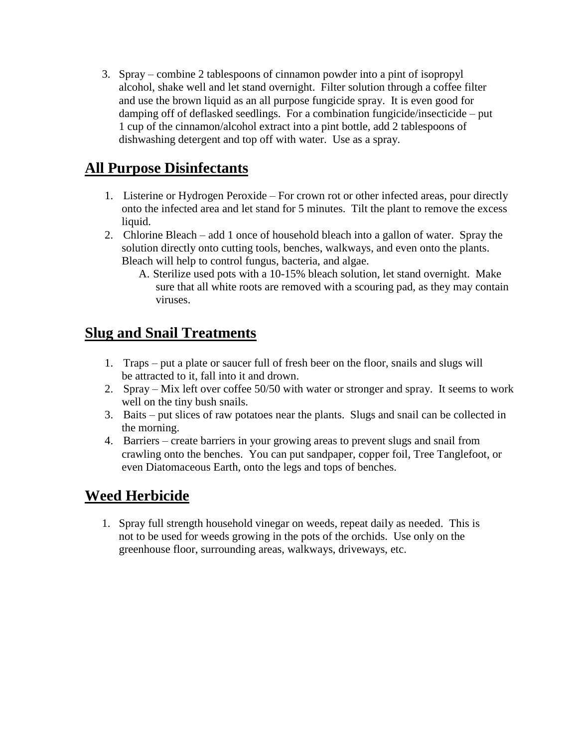3. Spray – combine 2 tablespoons of cinnamon powder into a pint of isopropyl alcohol, shake well and let stand overnight. Filter solution through a coffee filter and use the brown liquid as an all purpose fungicide spray. It is even good for damping off of deflasked seedlings. For a combination fungicide/insecticide – put 1 cup of the cinnamon/alcohol extract into a pint bottle, add 2 tablespoons of dishwashing detergent and top off with water. Use as a spray.

## All Purpose Disinfectants

1. Listerine or Hydrogen Peroxide – For crown rot or other infected areas, pour directly onto the infected area and let stand for 5 minutes. Tilt the plant to remove the excess liquid.
2. Chlorine Bleach – add 1 once of household bleach into a gallon of water. Spray the solution directly onto cutting tools, benches, walkways, and even onto the plants. Bleach will help to control fungus, bacteria, and algae.
   A. Sterilize used pots with a 10-15% bleach solution, let stand overnight. Make sure that all white roots are removed with a scouring pad, as they may contain viruses.

## Slug and Snail Treatments

1. Traps – put a plate or saucer full of fresh beer on the floor, snails and slugs will be attracted to it, fall into it and drown.
2. Spray – Mix left over coffee 50/50 with water or stronger and spray. It seems to work well on the tiny bush snails.
3. Baits – put slices of raw potatoes near the plants. Slugs and snail can be collected in the morning.
4. Barriers – create barriers in your growing areas to prevent slugs and snail from crawling onto the benches. You can put sandpaper, copper foil, Tree Tanglefoot, or even Diatomaceous Earth, onto the legs and tops of benches.

## Weed Herbicide

1. Spray full strength household vinegar on weeds, repeat daily as needed. This is not to be used for weeds growing in the pots of the orchids. Use only on the greenhouse floor, surrounding areas, walkways, driveways, etc.